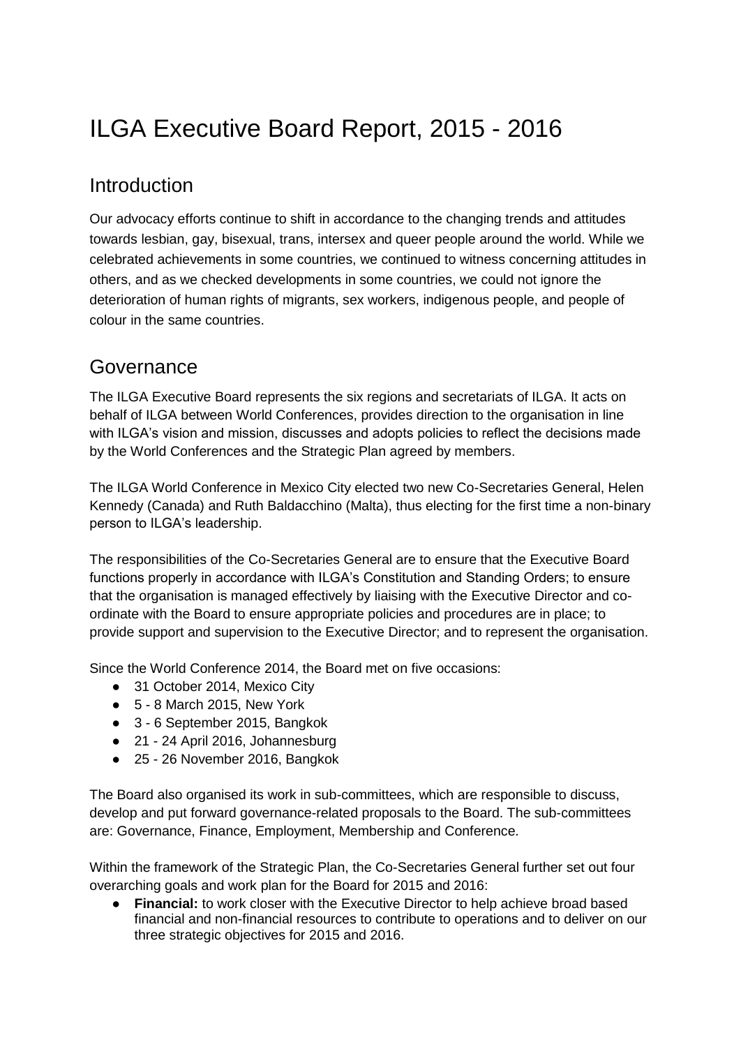# ILGA Executive Board Report, 2015 - 2016

## Introduction

Our advocacy efforts continue to shift in accordance to the changing trends and attitudes towards lesbian, gay, bisexual, trans, intersex and queer people around the world. While we celebrated achievements in some countries, we continued to witness concerning attitudes in others, and as we checked developments in some countries, we could not ignore the deterioration of human rights of migrants, sex workers, indigenous people, and people of colour in the same countries.

## Governance

The ILGA Executive Board represents the six regions and secretariats of ILGA. It acts on behalf of ILGA between World Conferences, provides direction to the organisation in line with ILGA's vision and mission, discusses and adopts policies to reflect the decisions made by the World Conferences and the Strategic Plan agreed by members.

The ILGA World Conference in Mexico City elected two new Co-Secretaries General, Helen Kennedy (Canada) and Ruth Baldacchino (Malta), thus electing for the first time a non-binary person to ILGA's leadership.

The responsibilities of the Co-Secretaries General are to ensure that the Executive Board functions properly in accordance with ILGA's Constitution and Standing Orders; to ensure that the organisation is managed effectively by liaising with the Executive Director and co-ordinate with the Board to ensure appropriate policies and procedures are in place; to provide support and supervision to the Executive Director; and to represent the organisation.

Since the World Conference 2014, the Board met on five occasions:

- 31 October 2014, Mexico City
- 5 - 8 March 2015, New York
- 3 - 6 September 2015, Bangkok
- 21 - 24 April 2016, Johannesburg
- 25 - 26 November 2016, Bangkok

The Board also organised its work in sub-committees, which are responsible to discuss, develop and put forward governance-related proposals to the Board. The sub-committees are: Governance, Finance, Employment, Membership and Conference.

Within the framework of the Strategic Plan, the Co-Secretaries General further set out four overarching goals and work plan for the Board for 2015 and 2016:

- **Financial:** to work closer with the Executive Director to help achieve broad based financial and non-financial resources to contribute to operations and to deliver on our three strategic objectives for 2015 and 2016.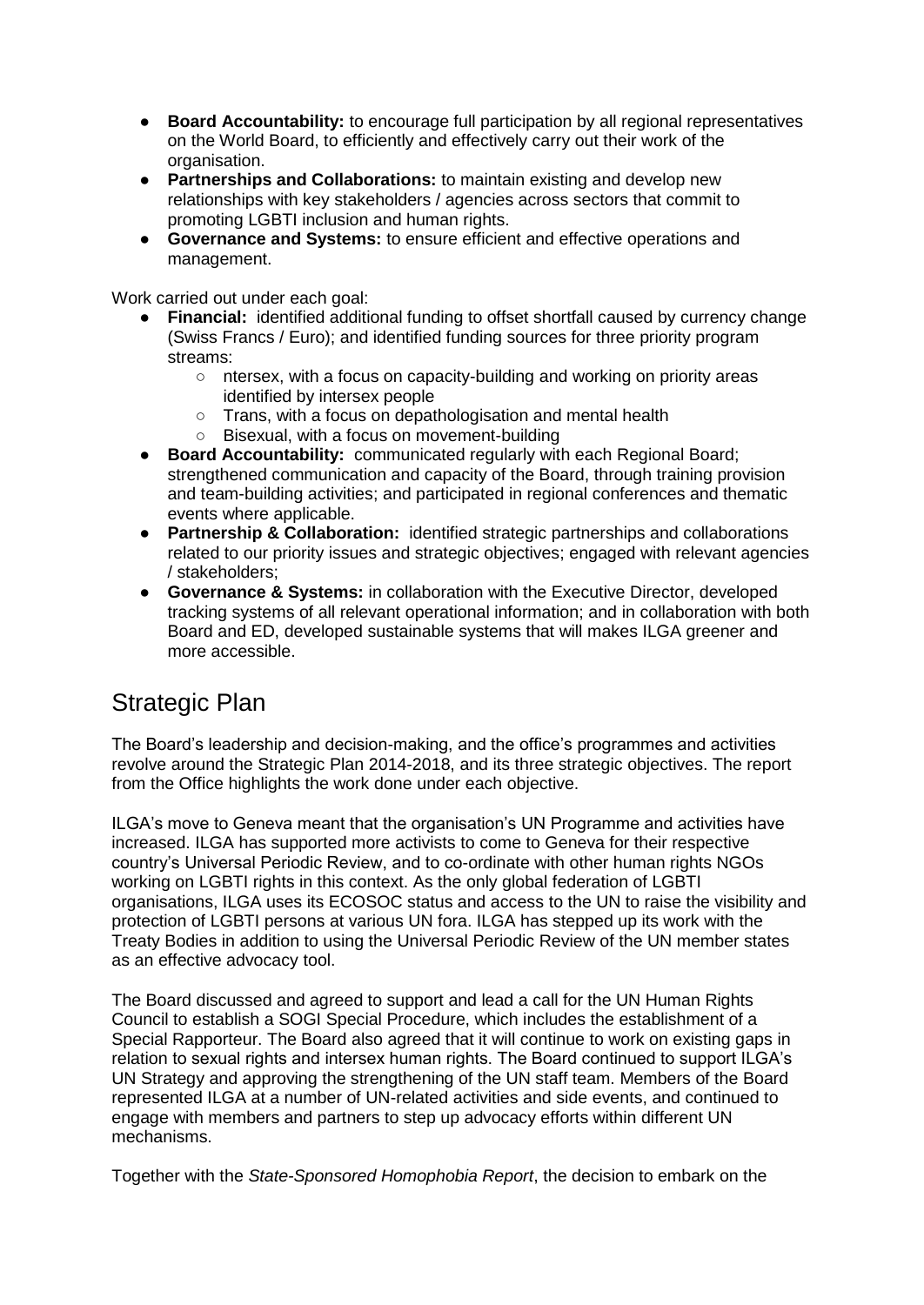- **Board Accountability:** to encourage full participation by all regional representatives on the World Board, to efficiently and effectively carry out their work of the organisation.
- **Partnerships and Collaborations:** to maintain existing and develop new relationships with key stakeholders / agencies across sectors that commit to promoting LGBTI inclusion and human rights.
- **Governance and Systems:** to ensure efficient and effective operations and management.

Work carried out under each goal:

- **Financial:** identified additional funding to offset shortfall caused by currency change (Swiss Francs / Euro); and identified funding sources for three priority program streams:
    - ntersex, with a focus on capacity-building and working on priority areas identified by intersex people
    - Trans, with a focus on depathologisation and mental health
    - Bisexual, with a focus on movement-building
- **Board Accountability:** communicated regularly with each Regional Board; strengthened communication and capacity of the Board, through training provision and team-building activities; and participated in regional conferences and thematic events where applicable.
- **Partnership & Collaboration:** identified strategic partnerships and collaborations related to our priority issues and strategic objectives; engaged with relevant agencies / stakeholders;
- **Governance & Systems:** in collaboration with the Executive Director, developed tracking systems of all relevant operational information; and in collaboration with both Board and ED, developed sustainable systems that will makes ILGA greener and more accessible.

## Strategic Plan

The Board's leadership and decision-making, and the office's programmes and activities revolve around the Strategic Plan 2014-2018, and its three strategic objectives. The report from the Office highlights the work done under each objective.

ILGA's move to Geneva meant that the organisation's UN Programme and activities have increased. ILGA has supported more activists to come to Geneva for their respective country's Universal Periodic Review, and to co-ordinate with other human rights NGOs working on LGBTI rights in this context. As the only global federation of LGBTI organisations, ILGA uses its ECOSOC status and access to the UN to raise the visibility and protection of LGBTI persons at various UN fora. ILGA has stepped up its work with the Treaty Bodies in addition to using the Universal Periodic Review of the UN member states as an effective advocacy tool.

The Board discussed and agreed to support and lead a call for the UN Human Rights Council to establish a SOGI Special Procedure, which includes the establishment of a Special Rapporteur. The Board also agreed that it will continue to work on existing gaps in relation to sexual rights and intersex human rights. The Board continued to support ILGA's UN Strategy and approving the strengthening of the UN staff team. Members of the Board represented ILGA at a number of UN-related activities and side events, and continued to engage with members and partners to step up advocacy efforts within different UN mechanisms.

Together with the *State-Sponsored Homophobia Report*, the decision to embark on the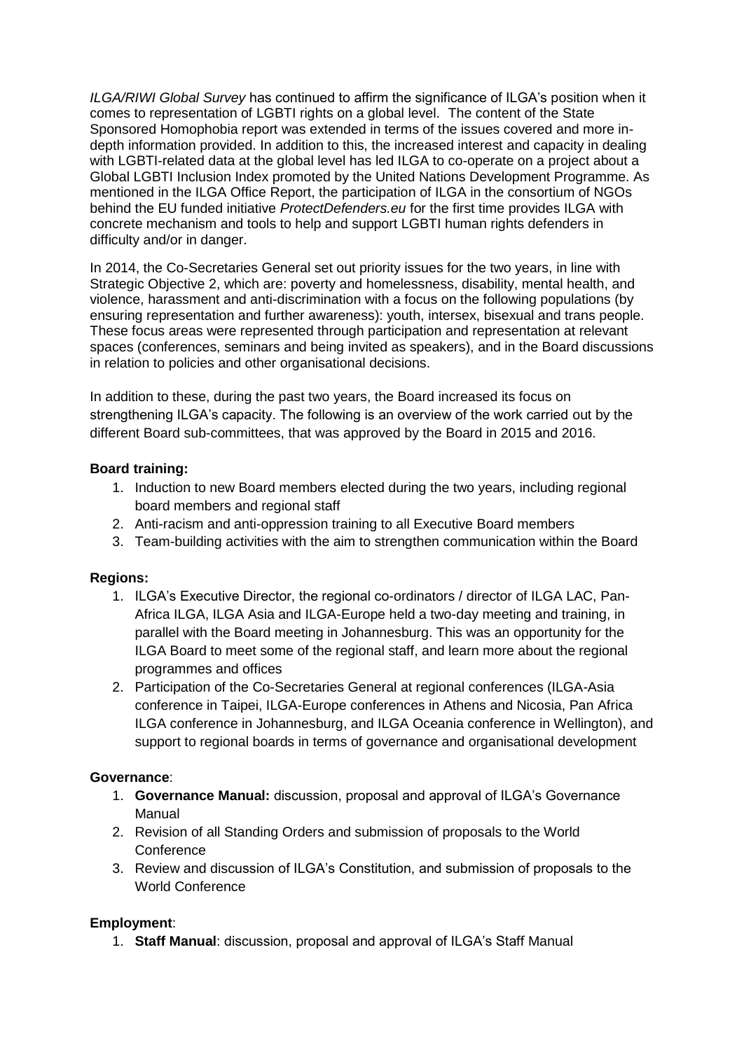*ILGA/RIWI Global Survey* has continued to affirm the significance of ILGA's position when it comes to representation of LGBTI rights on a global level. The content of the State Sponsored Homophobia report was extended in terms of the issues covered and more in-depth information provided. In addition to this, the increased interest and capacity in dealing with LGBTI-related data at the global level has led ILGA to co-operate on a project about a Global LGBTI Inclusion Index promoted by the United Nations Development Programme. As mentioned in the ILGA Office Report, the participation of ILGA in the consortium of NGOs behind the EU funded initiative *ProtectDefenders.eu* for the first time provides ILGA with concrete mechanism and tools to help and support LGBTI human rights defenders in difficulty and/or in danger.

In 2014, the Co-Secretaries General set out priority issues for the two years, in line with Strategic Objective 2, which are: poverty and homelessness, disability, mental health, and violence, harassment and anti-discrimination with a focus on the following populations (by ensuring representation and further awareness): youth, intersex, bisexual and trans people. These focus areas were represented through participation and representation at relevant spaces (conferences, seminars and being invited as speakers), and in the Board discussions in relation to policies and other organisational decisions.

In addition to these, during the past two years, the Board increased its focus on strengthening ILGA's capacity. The following is an overview of the work carried out by the different Board sub-committees, that was approved by the Board in 2015 and 2016.

**Board training:**

1. Induction to new Board members elected during the two years, including regional board members and regional staff
2. Anti-racism and anti-oppression training to all Executive Board members
3. Team-building activities with the aim to strengthen communication within the Board

**Regions:**

1. ILGA's Executive Director, the regional co-ordinators / director of ILGA LAC, Pan-Africa ILGA, ILGA Asia and ILGA-Europe held a two-day meeting and training, in parallel with the Board meeting in Johannesburg. This was an opportunity for the ILGA Board to meet some of the regional staff, and learn more about the regional programmes and offices
2. Participation of the Co-Secretaries General at regional conferences (ILGA-Asia conference in Taipei, ILGA-Europe conferences in Athens and Nicosia, Pan Africa ILGA conference in Johannesburg, and ILGA Oceania conference in Wellington), and support to regional boards in terms of governance and organisational development

**Governance**:

1. **Governance Manual:** discussion, proposal and approval of ILGA's Governance Manual
2. Revision of all Standing Orders and submission of proposals to the World Conference
3. Review and discussion of ILGA's Constitution, and submission of proposals to the World Conference

**Employment**:

1. **Staff Manual**: discussion, proposal and approval of ILGA's Staff Manual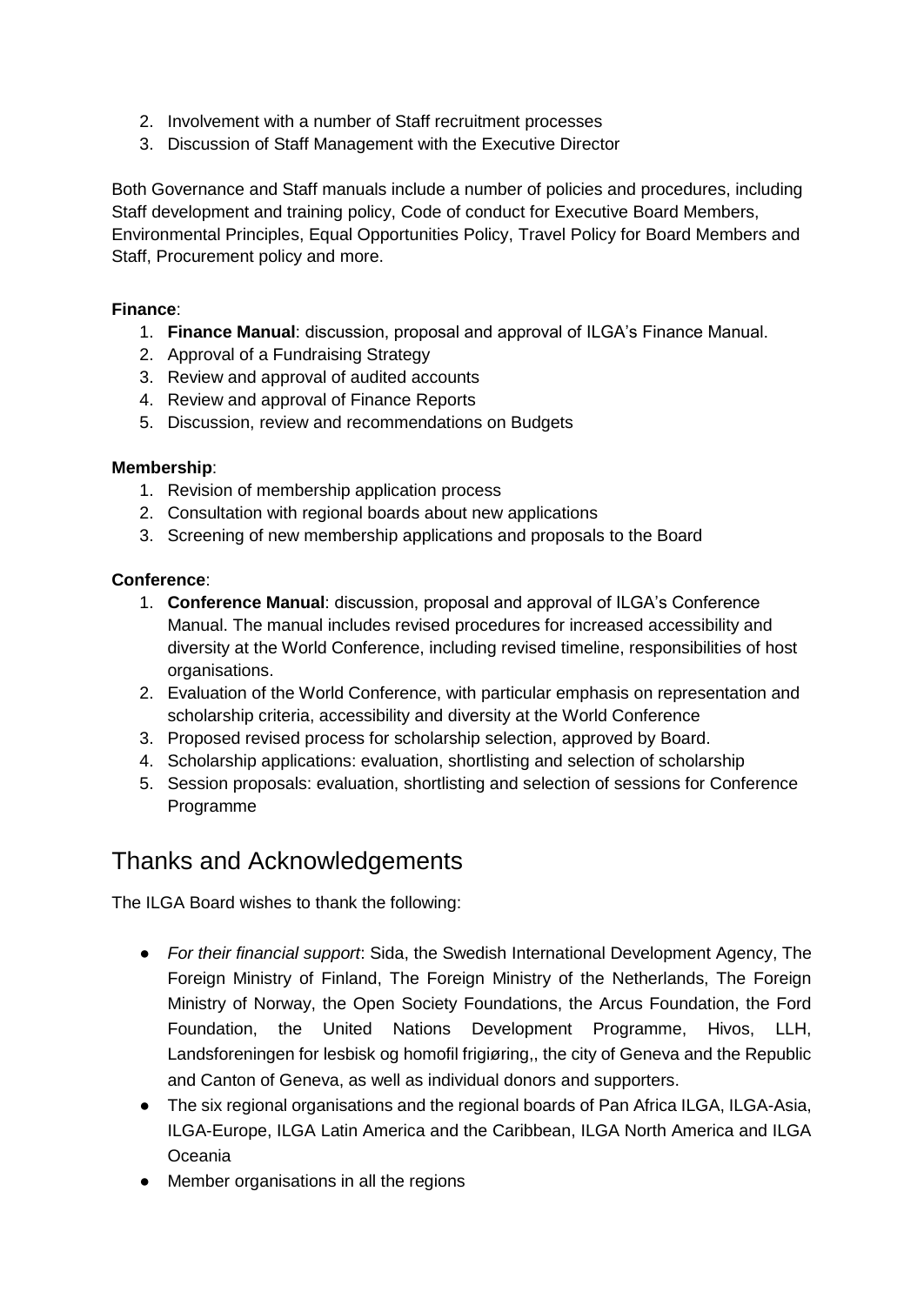2. Involvement with a number of Staff recruitment processes
3. Discussion of Staff Management with the Executive Director

Both Governance and Staff manuals include a number of policies and procedures, including Staff development and training policy, Code of conduct for Executive Board Members, Environmental Principles, Equal Opportunities Policy, Travel Policy for Board Members and Staff, Procurement policy and more.

**Finance**:

1. **Finance Manual**: discussion, proposal and approval of ILGA's Finance Manual.
2. Approval of a Fundraising Strategy
3. Review and approval of audited accounts
4. Review and approval of Finance Reports
5. Discussion, review and recommendations on Budgets

**Membership**:

1. Revision of membership application process
2. Consultation with regional boards about new applications
3. Screening of new membership applications and proposals to the Board

**Conference**:

1. **Conference Manual**: discussion, proposal and approval of ILGA's Conference Manual. The manual includes revised procedures for increased accessibility and diversity at the World Conference, including revised timeline, responsibilities of host organisations.
2. Evaluation of the World Conference, with particular emphasis on representation and scholarship criteria, accessibility and diversity at the World Conference
3. Proposed revised process for scholarship selection, approved by Board.
4. Scholarship applications: evaluation, shortlisting and selection of scholarship
5. Session proposals: evaluation, shortlisting and selection of sessions for Conference Programme

## Thanks and Acknowledgements

The ILGA Board wishes to thank the following:

- *For their financial support*: Sida, the Swedish International Development Agency, The Foreign Ministry of Finland, The Foreign Ministry of the Netherlands, The Foreign Ministry of Norway, the Open Society Foundations, the Arcus Foundation, the Ford Foundation, the United Nations Development Programme, Hivos, LLH, Landsforeningen for lesbisk og homofil frigiøring,, the city of Geneva and the Republic and Canton of Geneva, as well as individual donors and supporters.
- The six regional organisations and the regional boards of Pan Africa ILGA, ILGA-Asia, ILGA-Europe, ILGA Latin America and the Caribbean, ILGA North America and ILGA Oceania
- Member organisations in all the regions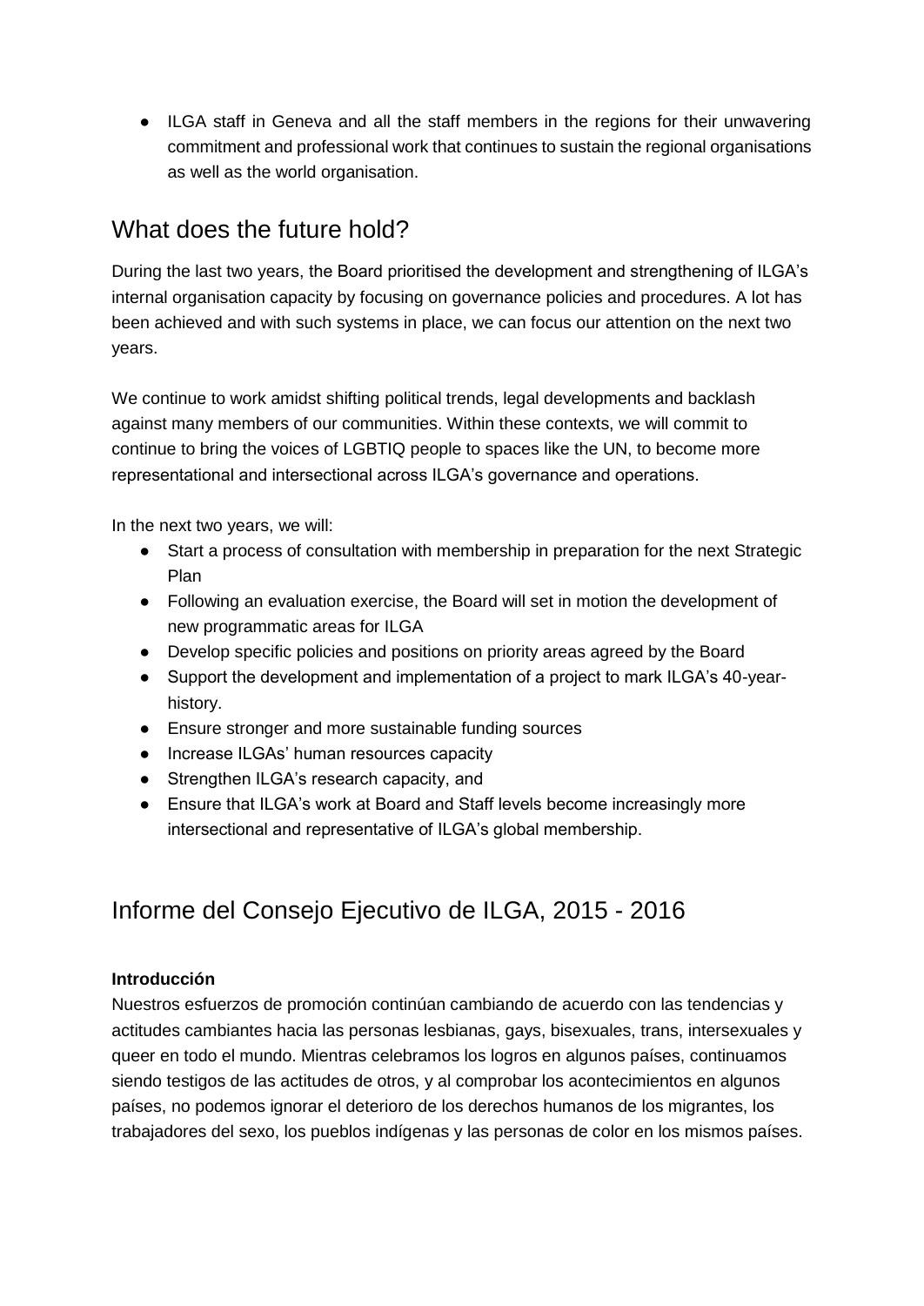- ILGA staff in Geneva and all the staff members in the regions for their unwavering commitment and professional work that continues to sustain the regional organisations as well as the world organisation.

## What does the future hold?

During the last two years, the Board prioritised the development and strengthening of ILGA's internal organisation capacity by focusing on governance policies and procedures. A lot has been achieved and with such systems in place, we can focus our attention on the next two years.

We continue to work amidst shifting political trends, legal developments and backlash against many members of our communities. Within these contexts, we will commit to continue to bring the voices of LGBTIQ people to spaces like the UN, to become more representational and intersectional across ILGA's governance and operations.

In the next two years, we will:

- Start a process of consultation with membership in preparation for the next Strategic Plan
- Following an evaluation exercise, the Board will set in motion the development of new programmatic areas for ILGA
- Develop specific policies and positions on priority areas agreed by the Board
- Support the development and implementation of a project to mark ILGA's 40-year-history.
- Ensure stronger and more sustainable funding sources
- Increase ILGAs' human resources capacity
- Strengthen ILGA's research capacity, and
- Ensure that ILGA's work at Board and Staff levels become increasingly more intersectional and representative of ILGA's global membership.

## Informe del Consejo Ejecutivo de ILGA, 2015 - 2016

**Introducción**

Nuestros esfuerzos de promoción continúan cambiando de acuerdo con las tendencias y actitudes cambiantes hacia las personas lesbianas, gays, bisexuales, trans, intersexuales y queer en todo el mundo. Mientras celebramos los logros en algunos países, continuamos siendo testigos de las actitudes de otros, y al comprobar los acontecimientos en algunos países, no podemos ignorar el deterioro de los derechos humanos de los migrantes, los trabajadores del sexo, los pueblos indígenas y las personas de color en los mismos países.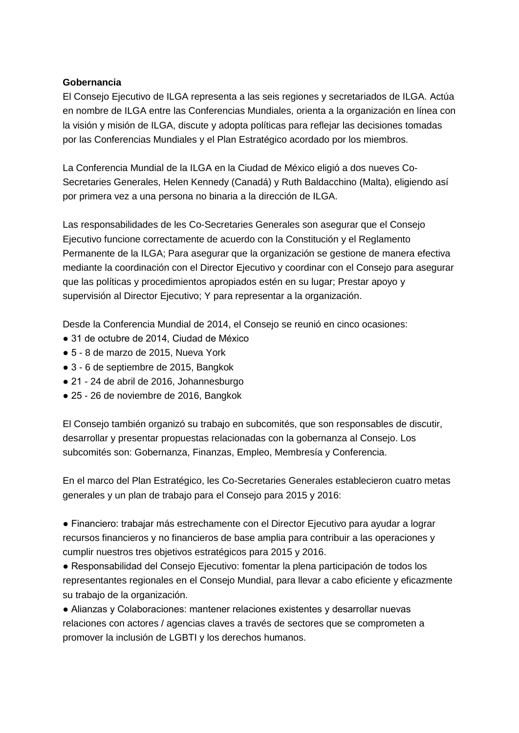**Gobernancia**

El Consejo Ejecutivo de ILGA representa a las seis regiones y secretariados de ILGA. Actúa en nombre de ILGA entre las Conferencias Mundiales, orienta a la organización en línea con la visión y misión de ILGA, discute y adopta políticas para reflejar las decisiones tomadas por las Conferencias Mundiales y el Plan Estratégico acordado por los miembros.

La Conferencia Mundial de la ILGA en la Ciudad de México eligió a dos nueves Co-Secretaries Generales, Helen Kennedy (Canadá) y Ruth Baldacchino (Malta), eligiendo así por primera vez a una persona no binaria a la dirección de ILGA.

Las responsabilidades de les Co-Secretaries Generales son asegurar que el Consejo Ejecutivo funcione correctamente de acuerdo con la Constitución y el Reglamento Permanente de la ILGA; Para asegurar que la organización se gestione de manera efectiva mediante la coordinación con el Director Ejecutivo y coordinar con el Consejo para asegurar que las políticas y procedimientos apropiados estén en su lugar; Prestar apoyo y supervisión al Director Ejecutivo; Y para representar a la organización.

Desde la Conferencia Mundial de 2014, el Consejo se reunió en cinco ocasiones:

- 31 de octubre de 2014, Ciudad de México
- 5 - 8 de marzo de 2015, Nueva York
- 3 - 6 de septiembre de 2015, Bangkok
- 21 - 24 de abril de 2016, Johannesburgo
- 25 - 26 de noviembre de 2016, Bangkok

El Consejo también organizó su trabajo en subcomités, que son responsables de discutir, desarrollar y presentar propuestas relacionadas con la gobernanza al Consejo. Los subcomités son: Gobernanza, Finanzas, Empleo, Membresía y Conferencia.

En el marco del Plan Estratégico, les Co-Secretaries Generales establecieron cuatro metas generales y un plan de trabajo para el Consejo para 2015 y 2016:

- Financiero: trabajar más estrechamente con el Director Ejecutivo para ayudar a lograr recursos financieros y no financieros de base amplia para contribuir a las operaciones y cumplir nuestros tres objetivos estratégicos para 2015 y 2016.
- Responsabilidad del Consejo Ejecutivo: fomentar la plena participación de todos los representantes regionales en el Consejo Mundial, para llevar a cabo eficiente y eficazmente su trabajo de la organización.
- Alianzas y Colaboraciones: mantener relaciones existentes y desarrollar nuevas relaciones con actores / agencias claves a través de sectores que se comprometen a promover la inclusión de LGBTI y los derechos humanos.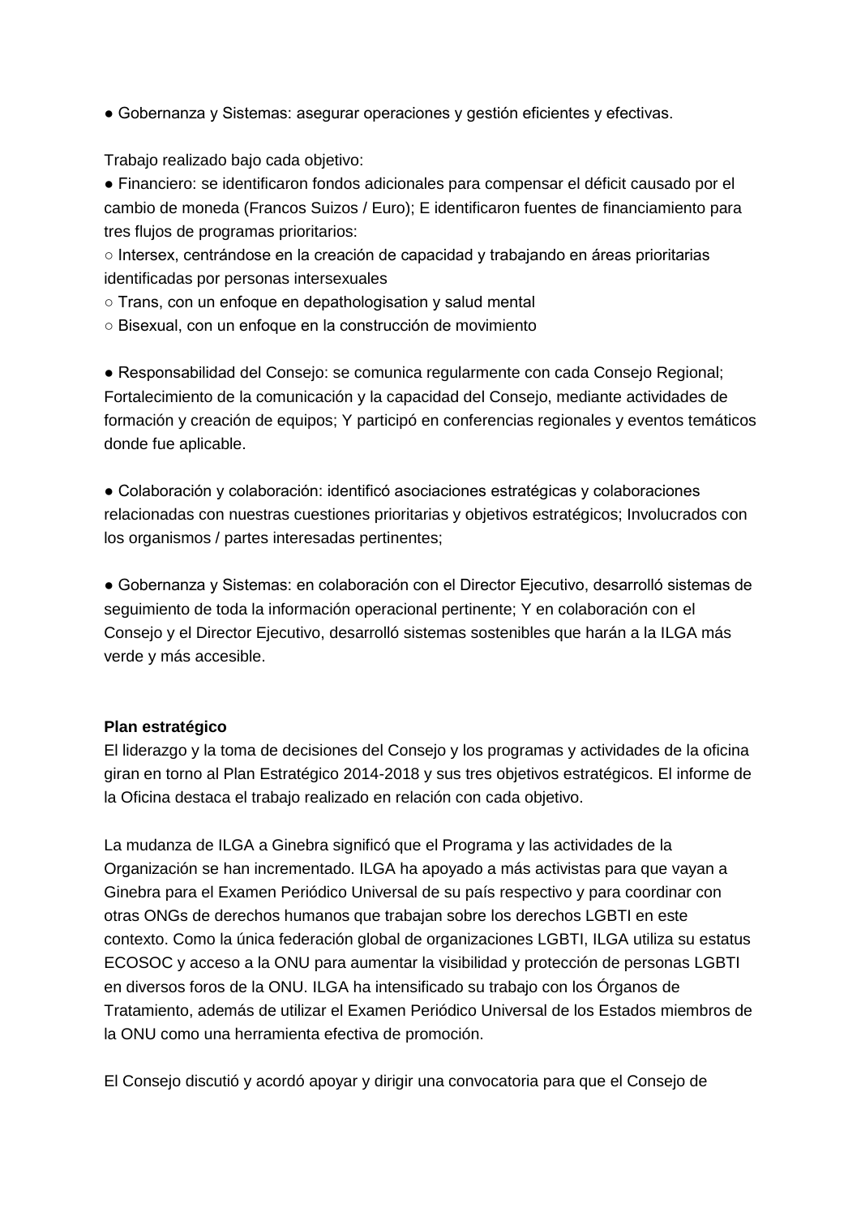- Gobernanza y Sistemas: asegurar operaciones y gestión eficientes y efectivas.

Trabajo realizado bajo cada objetivo:

- Financiero: se identificaron fondos adicionales para compensar el déficit causado por el cambio de moneda (Francos Suizos / Euro); E identificaron fuentes de financiamiento para tres flujos de programas prioritarios:
  - Intersex, centrándose en la creación de capacidad y trabajando en áreas prioritarias identificadas por personas intersexuales
  - Trans, con un enfoque en depathologisation y salud mental
  - Bisexual, con un enfoque en la construcción de movimiento

- Responsabilidad del Consejo: se comunica regularmente con cada Consejo Regional; Fortalecimiento de la comunicación y la capacidad del Consejo, mediante actividades de formación y creación de equipos; Y participó en conferencias regionales y eventos temáticos donde fue aplicable.

- Colaboración y colaboración: identificó asociaciones estratégicas y colaboraciones relacionadas con nuestras cuestiones prioritarias y objetivos estratégicos; Involucrados con los organismos / partes interesadas pertinentes;

- Gobernanza y Sistemas: en colaboración con el Director Ejecutivo, desarrolló sistemas de seguimiento de toda la información operacional pertinente; Y en colaboración con el Consejo y el Director Ejecutivo, desarrolló sistemas sostenibles que harán a la ILGA más verde y más accesible.

**Plan estratégico**

El liderazgo y la toma de decisiones del Consejo y los programas y actividades de la oficina giran en torno al Plan Estratégico 2014-2018 y sus tres objetivos estratégicos. El informe de la Oficina destaca el trabajo realizado en relación con cada objetivo.

La mudanza de ILGA a Ginebra significó que el Programa y las actividades de la Organización se han incrementado. ILGA ha apoyado a más activistas para que vayan a Ginebra para el Examen Periódico Universal de su país respectivo y para coordinar con otras ONGs de derechos humanos que trabajan sobre los derechos LGBTI en este contexto. Como la única federación global de organizaciones LGBTI, ILGA utiliza su estatus ECOSOC y acceso a la ONU para aumentar la visibilidad y protección de personas LGBTI en diversos foros de la ONU. ILGA ha intensificado su trabajo con los Órganos de Tratamiento, además de utilizar el Examen Periódico Universal de los Estados miembros de la ONU como una herramienta efectiva de promoción.

El Consejo discutió y acordó apoyar y dirigir una convocatoria para que el Consejo de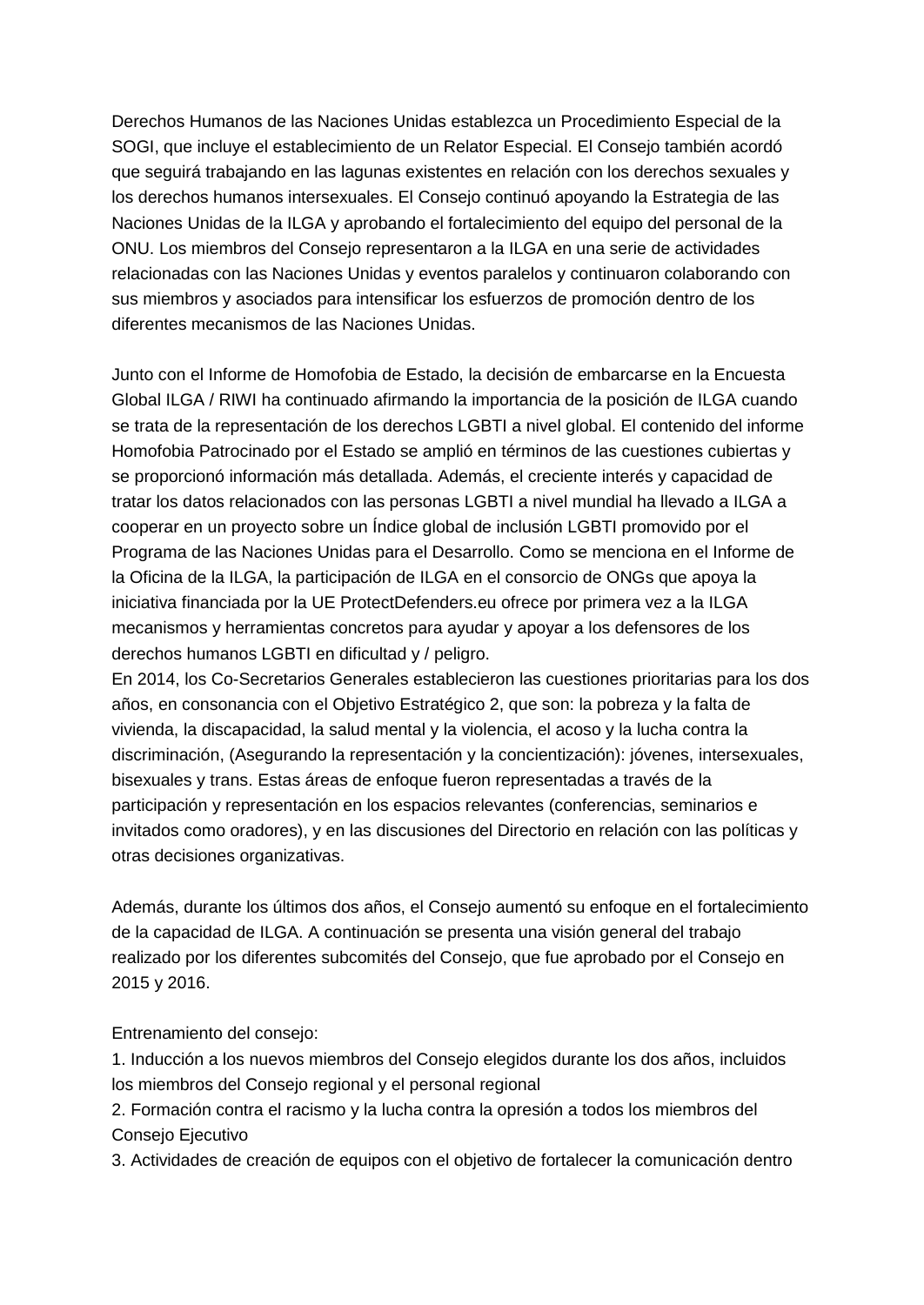Derechos Humanos de las Naciones Unidas establezca un Procedimiento Especial de la SOGI, que incluye el establecimiento de un Relator Especial. El Consejo también acordó que seguirá trabajando en las lagunas existentes en relación con los derechos sexuales y los derechos humanos intersexuales. El Consejo continuó apoyando la Estrategia de las Naciones Unidas de la ILGA y aprobando el fortalecimiento del equipo del personal de la ONU. Los miembros del Consejo representaron a la ILGA en una serie de actividades relacionadas con las Naciones Unidas y eventos paralelos y continuaron colaborando con sus miembros y asociados para intensificar los esfuerzos de promoción dentro de los diferentes mecanismos de las Naciones Unidas.

Junto con el Informe de Homofobia de Estado, la decisión de embarcarse en la Encuesta Global ILGA / RIWI ha continuado afirmando la importancia de la posición de ILGA cuando se trata de la representación de los derechos LGBTI a nivel global. El contenido del informe Homofobia Patrocinado por el Estado se amplió en términos de las cuestiones cubiertas y se proporcionó información más detallada. Además, el creciente interés y capacidad de tratar los datos relacionados con las personas LGBTI a nivel mundial ha llevado a ILGA a cooperar en un proyecto sobre un Índice global de inclusión LGBTI promovido por el Programa de las Naciones Unidas para el Desarrollo. Como se menciona en el Informe de la Oficina de la ILGA, la participación de ILGA en el consorcio de ONGs que apoya la iniciativa financiada por la UE ProtectDefenders.eu ofrece por primera vez a la ILGA mecanismos y herramientas concretos para ayudar y apoyar a los defensores de los derechos humanos LGBTI en dificultad y / peligro.
En 2014, los Co-Secretarios Generales establecieron las cuestiones prioritarias para los dos años, en consonancia con el Objetivo Estratégico 2, que son: la pobreza y la falta de vivienda, la discapacidad, la salud mental y la violencia, el acoso y la lucha contra la discriminación, (Asegurando la representación y la concientización): jóvenes, intersexuales, bisexuales y trans. Estas áreas de enfoque fueron representadas a través de la participación y representación en los espacios relevantes (conferencias, seminarios e invitados como oradores), y en las discusiones del Directorio en relación con las políticas y otras decisiones organizativas.

Además, durante los últimos dos años, el Consejo aumentó su enfoque en el fortalecimiento de la capacidad de ILGA. A continuación se presenta una visión general del trabajo realizado por los diferentes subcomités del Consejo, que fue aprobado por el Consejo en 2015 y 2016.

Entrenamiento del consejo:

1. Inducción a los nuevos miembros del Consejo elegidos durante los dos años, incluidos los miembros del Consejo regional y el personal regional
2. Formación contra el racismo y la lucha contra la opresión a todos los miembros del Consejo Ejecutivo
3. Actividades de creación de equipos con el objetivo de fortalecer la comunicación dentro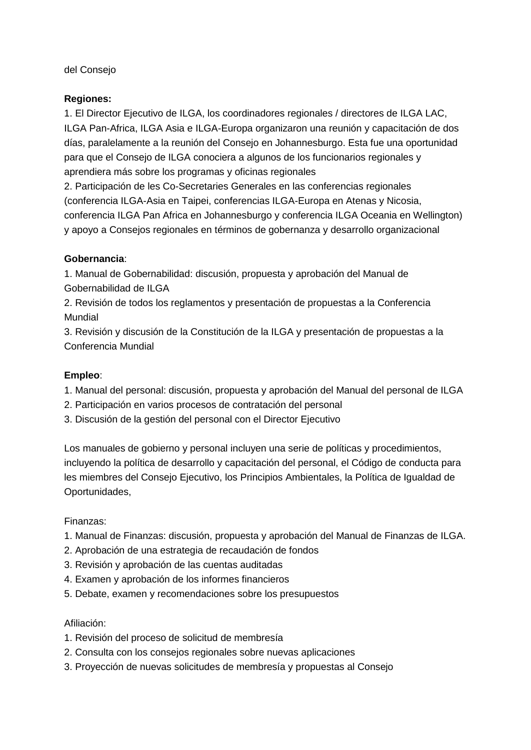del Consejo

**Regiones:**

1. El Director Ejecutivo de ILGA, los coordinadores regionales / directores de ILGA LAC, ILGA Pan-Africa, ILGA Asia e ILGA-Europa organizaron una reunión y capacitación de dos días, paralelamente a la reunión del Consejo en Johannesburgo. Esta fue una oportunidad para que el Consejo de ILGA conociera a algunos de los funcionarios regionales y aprendiera más sobre los programas y oficinas regionales
2. Participación de les Co-Secretaries Generales en las conferencias regionales (conferencia ILGA-Asia en Taipei, conferencias ILGA-Europa en Atenas y Nicosia, conferencia ILGA Pan Africa en Johannesburgo y conferencia ILGA Oceania en Wellington) y apoyo a Consejos regionales en términos de gobernanza y desarrollo organizacional

**Gobernancia**:

1. Manual de Gobernabilidad: discusión, propuesta y aprobación del Manual de Gobernabilidad de ILGA
2. Revisión de todos los reglamentos y presentación de propuestas a la Conferencia Mundial
3. Revisión y discusión de la Constitución de la ILGA y presentación de propuestas a la Conferencia Mundial

**Empleo**:

1. Manual del personal: discusión, propuesta y aprobación del Manual del personal de ILGA
2. Participación en varios procesos de contratación del personal
3. Discusión de la gestión del personal con el Director Ejecutivo

Los manuales de gobierno y personal incluyen una serie de políticas y procedimientos, incluyendo la política de desarrollo y capacitación del personal, el Código de conducta para les miembres del Consejo Ejecutivo, los Principios Ambientales, la Política de Igualdad de Oportunidades,

Finanzas:

1. Manual de Finanzas: discusión, propuesta y aprobación del Manual de Finanzas de ILGA.
2. Aprobación de una estrategia de recaudación de fondos
3. Revisión y aprobación de las cuentas auditadas
4. Examen y aprobación de los informes financieros
5. Debate, examen y recomendaciones sobre los presupuestos

Afiliación:

1. Revisión del proceso de solicitud de membresía
2. Consulta con los consejos regionales sobre nuevas aplicaciones
3. Proyección de nuevas solicitudes de membresía y propuestas al Consejo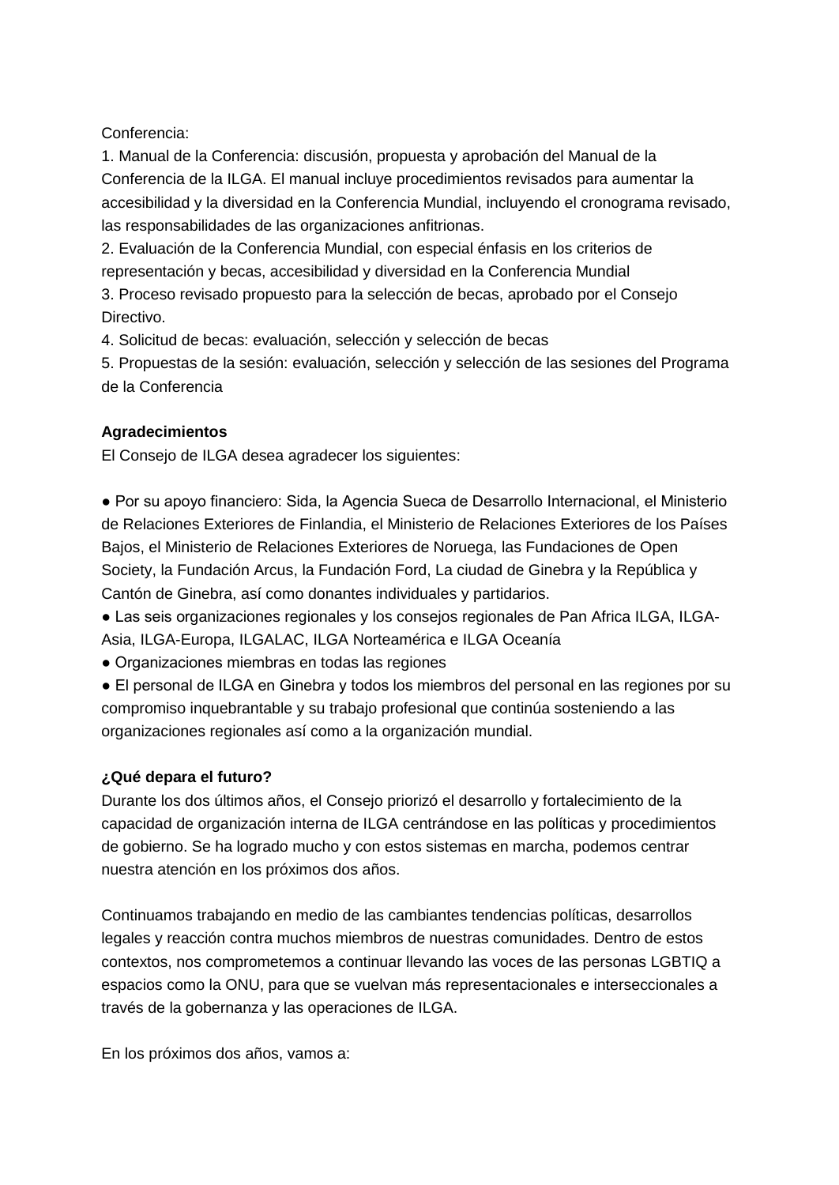Conferencia:

1. Manual de la Conferencia: discusión, propuesta y aprobación del Manual de la Conferencia de la ILGA. El manual incluye procedimientos revisados para aumentar la accesibilidad y la diversidad en la Conferencia Mundial, incluyendo el cronograma revisado, las responsabilidades de las organizaciones anfitrionas.
2. Evaluación de la Conferencia Mundial, con especial énfasis en los criterios de representación y becas, accesibilidad y diversidad en la Conferencia Mundial
3. Proceso revisado propuesto para la selección de becas, aprobado por el Consejo Directivo.
4. Solicitud de becas: evaluación, selección y selección de becas
5. Propuestas de la sesión: evaluación, selección y selección de las sesiones del Programa de la Conferencia

**Agradecimientos**

El Consejo de ILGA desea agradecer los siguientes:

- Por su apoyo financiero: Sida, la Agencia Sueca de Desarrollo Internacional, el Ministerio de Relaciones Exteriores de Finlandia, el Ministerio de Relaciones Exteriores de los Países Bajos, el Ministerio de Relaciones Exteriores de Noruega, las Fundaciones de Open Society, la Fundación Arcus, la Fundación Ford, La ciudad de Ginebra y la República y Cantón de Ginebra, así como donantes individuales y partidarios.
- Las seis organizaciones regionales y los consejos regionales de Pan Africa ILGA, ILGA-Asia, ILGA-Europa, ILGALAC, ILGA Norteamérica e ILGA Oceanía
- Organizaciones miembras en todas las regiones
- El personal de ILGA en Ginebra y todos los miembros del personal en las regiones por su compromiso inquebrantable y su trabajo profesional que continúa sosteniendo a las organizaciones regionales así como a la organización mundial.

**¿Qué depara el futuro?**

Durante los dos últimos años, el Consejo priorizó el desarrollo y fortalecimiento de la capacidad de organización interna de ILGA centrándose en las políticas y procedimientos de gobierno. Se ha logrado mucho y con estos sistemas en marcha, podemos centrar nuestra atención en los próximos dos años.

Continuamos trabajando en medio de las cambiantes tendencias políticas, desarrollos legales y reacción contra muchos miembros de nuestras comunidades. Dentro de estos contextos, nos comprometemos a continuar llevando las voces de las personas LGBTIQ a espacios como la ONU, para que se vuelvan más representacionales e interseccionales a través de la gobernanza y las operaciones de ILGA.

En los próximos dos años, vamos a: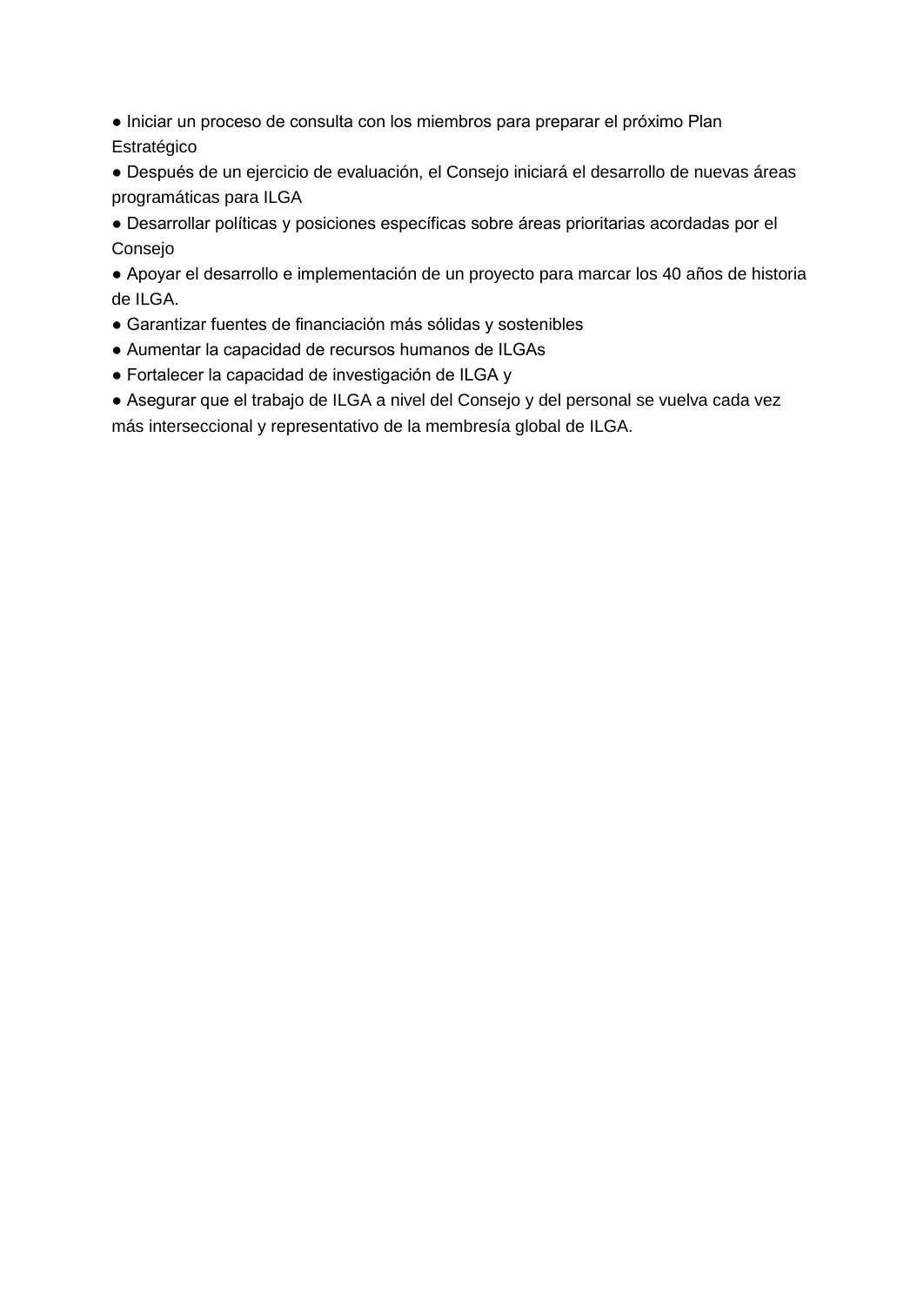- Iniciar un proceso de consulta con los miembros para preparar el próximo Plan Estratégico
- Después de un ejercicio de evaluación, el Consejo iniciará el desarrollo de nuevas áreas programáticas para ILGA
- Desarrollar políticas y posiciones específicas sobre áreas prioritarias acordadas por el Consejo
- Apoyar el desarrollo e implementación de un proyecto para marcar los 40 años de historia de ILGA.
- Garantizar fuentes de financiación más sólidas y sostenibles
- Aumentar la capacidad de recursos humanos de ILGAs
- Fortalecer la capacidad de investigación de ILGA y
- Asegurar que el trabajo de ILGA a nivel del Consejo y del personal se vuelva cada vez más interseccional y representativo de la membresía global de ILGA.